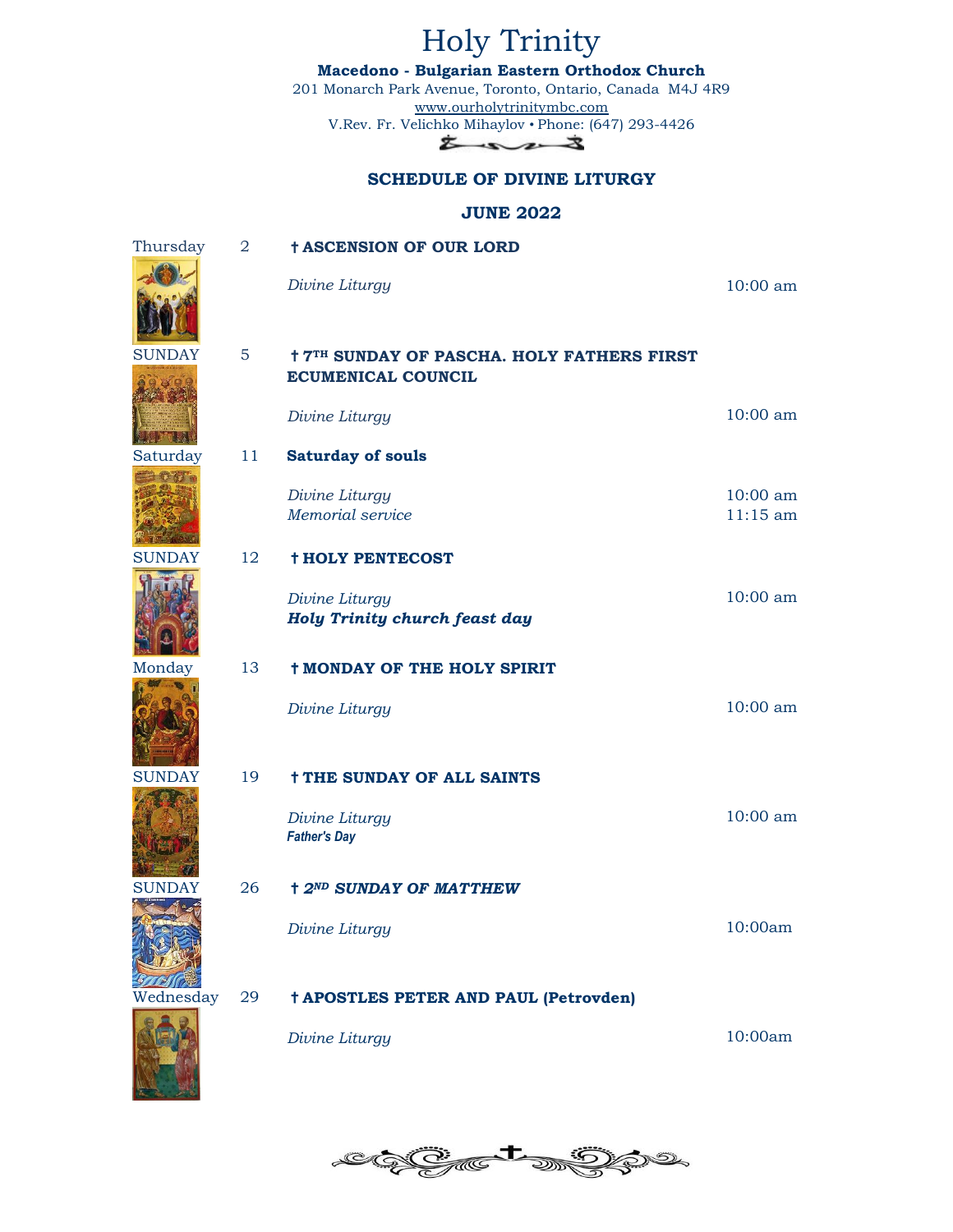# Holy Trinity

**Macedono - Bulgarian Eastern Orthodox Church**

201 Monarch Park Avenue, Toronto, Ontario, Canada M4J 4R9

www.ourholytrinitymbc.com

V.Rev. Fr. Velichko Mihaylov • Phone: (647) 293-4426

## SCHEDULE OF DIVINE LITURGY

## JUNE 2022

| Day | Date | Service | Time |
|---|---|---|---|
| Thursday | 2 | **† ASCENSION OF OUR LORD** | |
| | | *Divine Liturgy* | 10:00 am |
| SUNDAY | 5 | **† 7TH SUNDAY OF PASCHA. HOLY FATHERS FIRST ECUMENICAL COUNCIL** | |
| | | *Divine Liturgy* | 10:00 am |
| Saturday | 11 | **Saturday of souls** | |
| | | *Divine Liturgy* | 10:00 am |
| | | *Memorial service* | 11:15 am |
| SUNDAY | 12 | **† HOLY PENTECOST** | |
| | | *Divine Liturgy* | 10:00 am |
| | | ***Holy Trinity church feast day*** | |
| Monday | 13 | **† MONDAY OF THE HOLY SPIRIT** | |
| | | *Divine Liturgy* | 10:00 am |
| SUNDAY | 19 | **† THE SUNDAY OF ALL SAINTS** | |
| | | *Divine Liturgy* | 10:00 am |
| | | ***Father's Day*** | |
| SUNDAY | 26 | **† *2ND SUNDAY OF MATTHEW*** | |
| | | *Divine Liturgy* | 10:00am |
| Wednesday | 29 | **† APOSTLES PETER AND PAUL (Petrovden)** | |
| | | *Divine Liturgy* | 10:00am |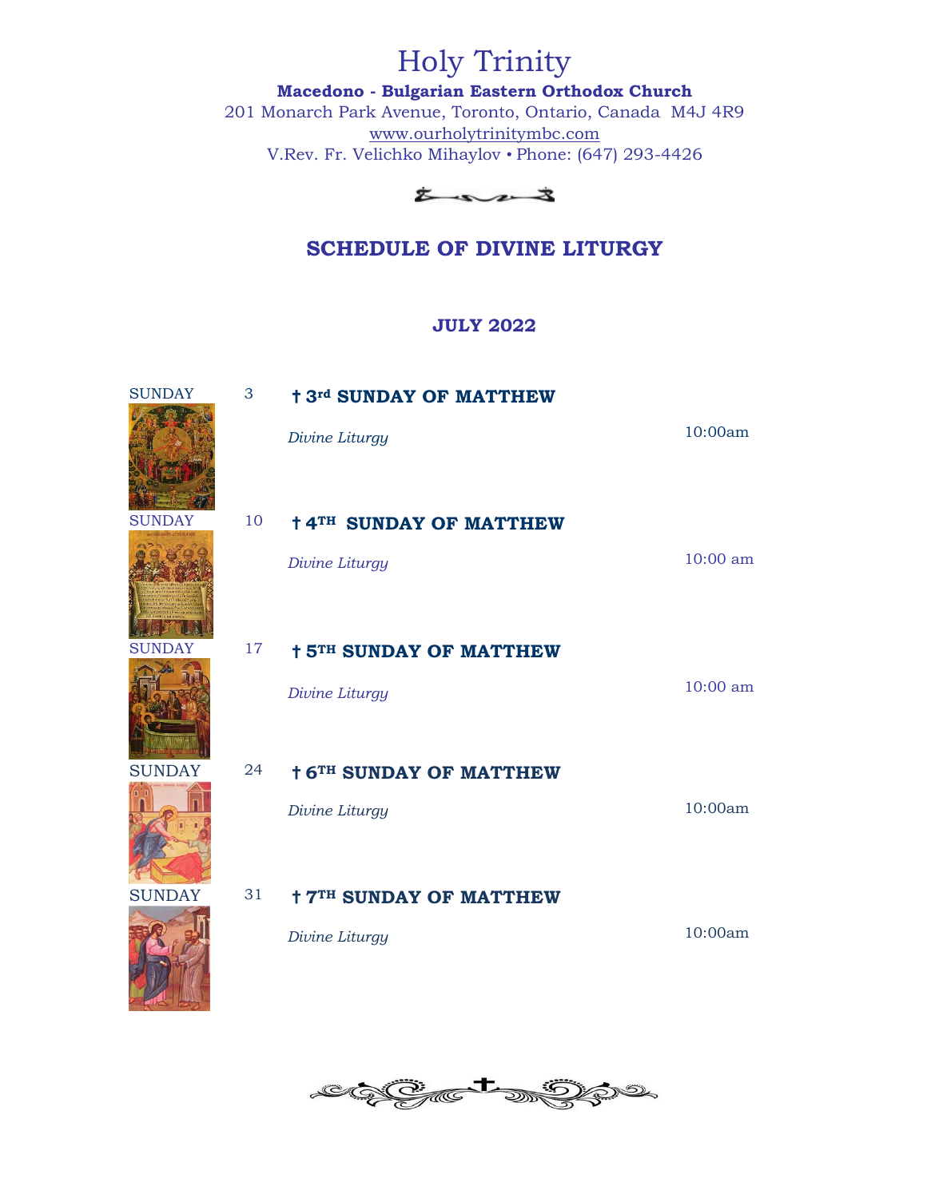# Holy Trinity

**Macedono - Bulgarian Eastern Orthodox Church**

201 Monarch Park Avenue, Toronto, Ontario, Canada M4J 4R9

www.ourholytrinitymbc.com

V.Rev. Fr. Velichko Mihaylov • Phone: (647) 293-4426

## SCHEDULE OF DIVINE LITURGY

### JULY 2022

SUNDAY 3 **† 3rd SUNDAY OF MATTHEW**

*Divine Liturgy* 10:00am

SUNDAY 10 **† 4TH SUNDAY OF MATTHEW**

*Divine Liturgy* 10:00 am

SUNDAY 17 **† 5TH SUNDAY OF MATTHEW**

*Divine Liturgy* 10:00 am

SUNDAY 24 **† 6TH SUNDAY OF MATTHEW**

*Divine Liturgy* 10:00am

SUNDAY 31 **† 7TH SUNDAY OF MATTHEW**

*Divine Liturgy* 10:00am